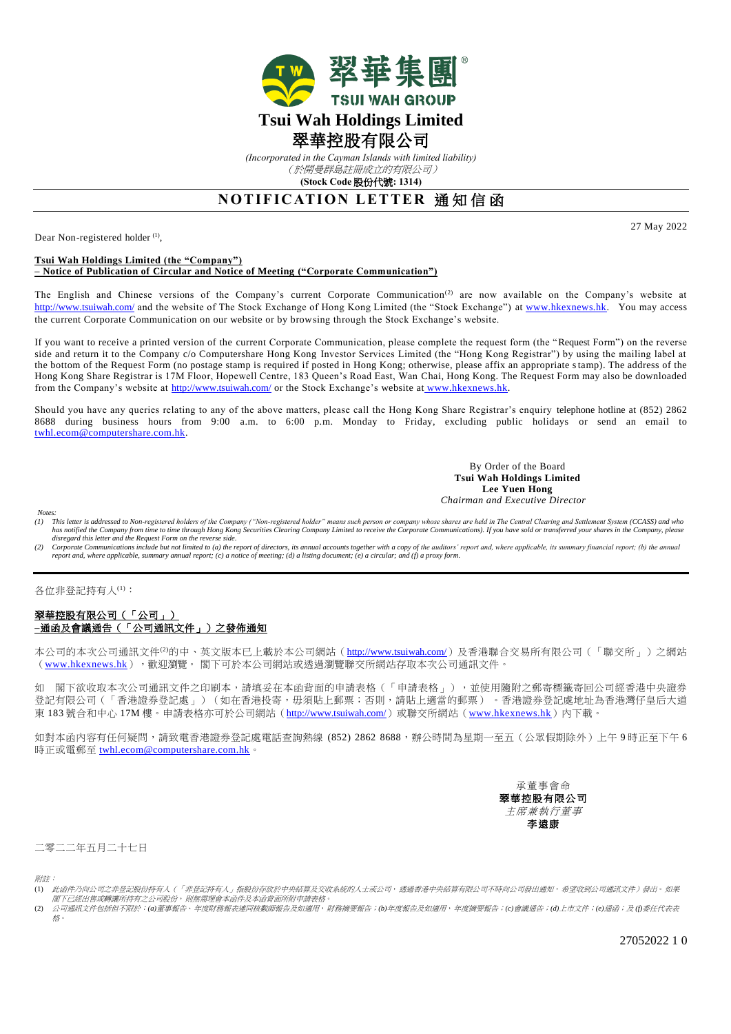翠華集團®

TSUI WAH GROUP

# Tsui Wah Holdings Limited

# 翠華控股有限公司

*(Incorporated in the Cayman Islands with limited liability)*

*(於開曼群島註冊成立的有限公司)*

**(Stock Code 股份代號: 1314)**

## NOTIFICATION LETTER 通知信函

27 May 2022

Dear Non-registered holder [(1)],

**Tsui Wah Holdings Limited (the "Company")**
**– Notice of Publication of Circular and Notice of Meeting ("Corporate Communication")**

The English and Chinese versions of the Company's current Corporate Communication[(2)] are now available on the Company's website at http://www.tsuiwah.com/ and the website of The Stock Exchange of Hong Kong Limited (the "Stock Exchange") at www.hkexnews.hk. You may access the current Corporate Communication on our website or by browsing through the Stock Exchange's website.

If you want to receive a printed version of the current Corporate Communication, please complete the request form (the "Request Form") on the reverse side and return it to the Company c/o Computershare Hong Kong Investor Services Limited (the "Hong Kong Registrar") by using the mailing label at the bottom of the Request Form (no postage stamp is required if posted in Hong Kong; otherwise, please affix an appropriate stamp). The address of the Hong Kong Share Registrar is 17M Floor, Hopewell Centre, 183 Queen's Road East, Wan Chai, Hong Kong. The Request Form may also be downloaded from the Company's website at http://www.tsuiwah.com/ or the Stock Exchange's website at www.hkexnews.hk.

Should you have any queries relating to any of the above matters, please call the Hong Kong Share Registrar's enquiry telephone hotline at (852) 2862 8688 during business hours from 9:00 a.m. to 6:00 p.m. Monday to Friday, excluding public holidays or send an email to twhl.ecom@computershare.com.hk.

By Order of the Board
**Tsui Wah Holdings Limited**
**Lee Yuen Hong**
*Chairman and Executive Director*

*Notes:*

*(1) This letter is addressed to Non-registered holders of the Company ("Non-registered holder" means such person or company whose shares are held in The Central Clearing and Settlement System (CCASS) and who has notified the Company from time to time through Hong Kong Securities Clearing Company Limited to receive the Corporate Communications). If you have sold or transferred your shares in the Company, please disregard this letter and the Request Form on the reverse side.*

*(2) Corporate Communications include but not limited to (a) the report of directors, its annual accounts together with a copy of the auditors' report and, where applicable, its summary financial report; (b) the annual report and, where applicable, summary annual report; (c) a notice of meeting; (d) a listing document; (e) a circular; and (f) a proxy form.*

---

各位非登記持有人[(1)]：

**翠華控股有限公司（「公司」）**
**–通函及會議通告（「公司通訊文件」）之發佈通知**

本公司的本次公司通訊文件[(2)]的中、英文版本已上載於本公司網站（http://www.tsuiwah.com/）及香港聯合交易所有限公司（「聯交所」）之網站（www.hkexnews.hk），歡迎瀏覽。 閣下可於本公司網站或透過瀏覽聯交所網站存取本次公司通訊文件。

如 閣下欲收取本次公司通訊文件之印刷本，請填妥在本函背面的申請表格（「申請表格」），並使用隨附之郵寄標籤寄回公司經香港中央證券登記有限公司（「香港證券登記處」）（如在香港投寄，毋須貼上郵票；否則，請貼上適當的郵票）。香港證券登記處地址為香港灣仔皇后大道東 183 號合和中心 17M 樓。申請表格亦可於公司網站（http://www.tsuiwah.com/）或聯交所網站（www.hkexnews.hk）內下載。

如對本函內容有任何疑問，請致電香港證券登記處電話查詢熱線 (852) 2862 8688，辦公時間為星期一至五（公眾假期除外）上午 9 時正至下午 6 時正或電郵至 twhl.ecom@computershare.com.hk。

承董事會命
**翠華控股有限公司**
*主席兼執行董事*
**李遠康**

二零二二年五月二十七日

*附註：*

*(1) 此函件乃向公司之非登記股份持有人（「非登記持有人」指股份存放於中央結算及交收系統的人士或公司，透過香港中央結算有限公司不時向公司發出通知，希望收到公司通訊文件）發出。如果閣下已經出售或轉讓所持有之公司股份，則無需理會本函件及本函背面所附申請表格。*

*(2) 公司通訊文件包括但不限於：(a)董事報告、年度財務報表連同核數師報告及如適用，財務摘要報告；(b)年度報告及如適用，年度摘要報告；(c)會議通告；(d)上市文件；(e)通函；及(f)委任代表表格。*

27052022 1 0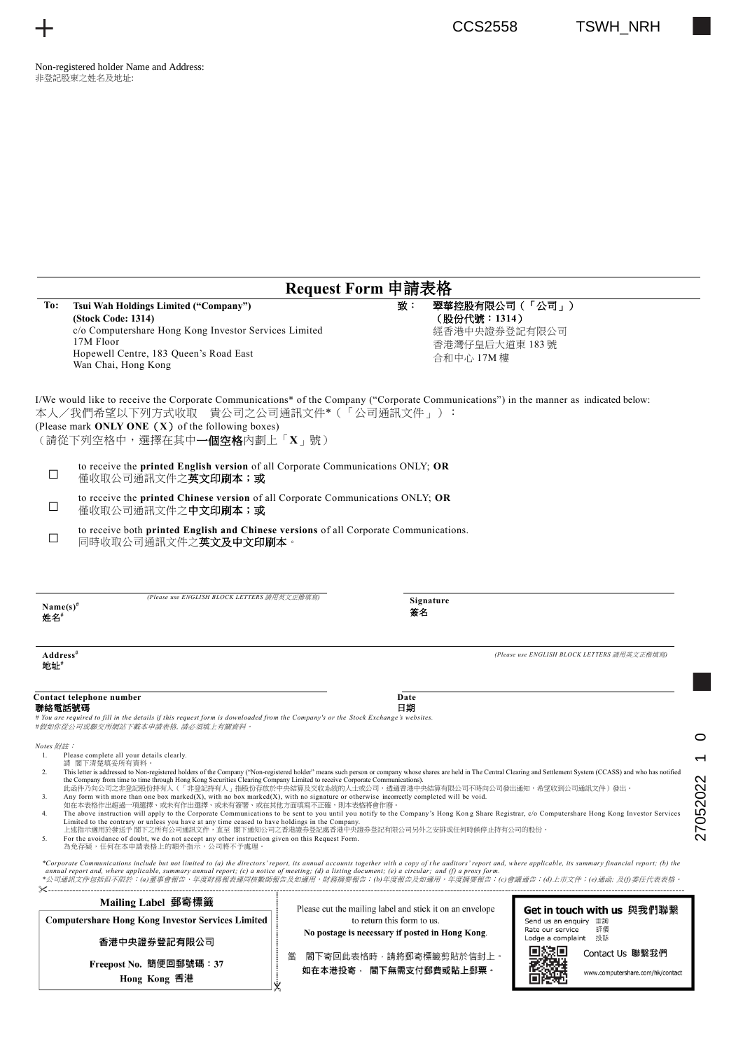Non-registered holder Name and Address:
非登記股東之姓名及地址:

# Request Form 申請表格

**To: Tsui Wah Holdings Limited ("Company")**
**(Stock Code: 1314)**
c/o Computershare Hong Kong Investor Services Limited
17M Floor
Hopewell Centre, 183 Queen's Road East
Wan Chai, Hong Kong

**致： 翠華控股有限公司（「公司」）**
**（股份代號：1314）**
經香港中央證券登記有限公司
香港灣仔皇后大道東183號
合和中心17M樓

I/We would like to receive the Corporate Communications* of the Company ("Corporate Communications") in the manner as indicated below:
本人／我們希望以下列方式收取 貴公司之公司通訊文件*（「公司通訊文件」）：
(Please mark **ONLY ONE** (**X**) of the following boxes)
（請從下列空格中，選擇在其中**一個空格**內劃上「**X**」號）

☐ to receive the **printed English version** of all Corporate Communications ONLY; **OR**
僅收取公司通訊文件之**英文印刷本；或**

☐ to receive the **printed Chinese version** of all Corporate Communications ONLY; **OR**
僅收取公司通訊文件之**中文印刷本；或**

☐ to receive both **printed English and Chinese versions** of all Corporate Communications.
同時收取公司通訊文件之**英文及中文印刷本**。

**Name(s)**# **姓名**# *(Please use ENGLISH BLOCK LETTERS 請用英文正楷填寫)* ______________________

**Signature 簽名** ______________________

**Address**# **地址**# *(Please use ENGLISH BLOCK LETTERS 請用英文正楷填寫)* ______________________

**Contact telephone number 聯絡電話號碼** ______________________

**Date 日期** ______________________

*# You are required to fill in the details if this request form is downloaded from the Company's or the Stock Exchange's websites.*
*#假如你從公司或聯交所網站下載本申請表格，請必須填上有關資料。*

*Notes 附註：*

1. Please complete all your details clearly.
   請 閣下清楚填妥所有資料。
2. This letter is addressed to Non-registered holders of the Company ("Non-registered holder" means such person or company whose shares are held in The Central Clearing and Settlement System (CCASS) and who has notified the Company from time to time through Hong Kong Securities Clearing Company Limited to receive Corporate Communications).
   此函件乃向公司之非登記股份持有人（「非登記持有人」指股份存放於中央結算及交收系統的人士或公司，透過香港中央結算有限公司不時向公司發出通知，希望收到公司通訊文件）發出。
3. Any form with more than one box marked(X), with no box marked(X), with no signature or otherwise incorrectly completed will be void.
   如在本表格作出超過一項選擇、或未有作出選擇、或未有簽署、或在其他方面填寫不正確，則本表格將會作廢。
4. The above instruction will apply to the Corporate Communications to be sent to you until you notify to the Company's Hong Kong Share Registrar, c/o Computershare Hong Kong Investor Services Limited to the contrary or unless you have at any time ceased to have holdings in the Company.
   上述指示適用於發送予 閣下之所有公司通訊文件，直至 閣下通知公司之香港證券登記處香港中央證券登記有限公司另外之安排或任何時候停止持有公司的股份。
5. For the avoidance of doubt, we do not accept any other instruction given on this Request Form.
   為免存疑，任何在本申請表格上的額外指示，公司將不予處理。

*\*Corporate Communications include but not limited to (a) the directors' report, its annual accounts together with a copy of the auditors' report and, where applicable, its summary financial report; (b) the annual report and, where applicable, summary annual report; (c) a notice of meeting; (d) a listing document; (e) a circular; and (f) a proxy form.*
*\*公司通訊文件包括但不限於：(a)董事會報告、年度財務報表連同核數師報告及如適用，財務摘要報告；(b)年度報告及如適用，年度摘要報告；(c)會議通告；(d)上市文件；(e)通函；及(f)委任代表表格。*

**Mailing Label 郵寄標籤**

**Computershare Hong Kong Investor Services Limited**
**香港中央證券登記有限公司**
**Freepost No. 簡便回郵號碼：37**
**Hong Kong 香港**

Please cut the mailing label and stick it on an envelope to return this form to us.
**No postage is necessary if posted in Hong Kong.**
當 閣下寄回此表格時，請將郵寄標籤剪貼於信封上。
**如在本港投寄， 閣下無需支付郵費或貼上郵票。**

**Get in touch with us 與我們聯繫**
Send us an enquiry 查詢
Rate our service 評價
Lodge a complaint 投訴
Contact Us 聯繫我們
www.computershare.com/hk/contact